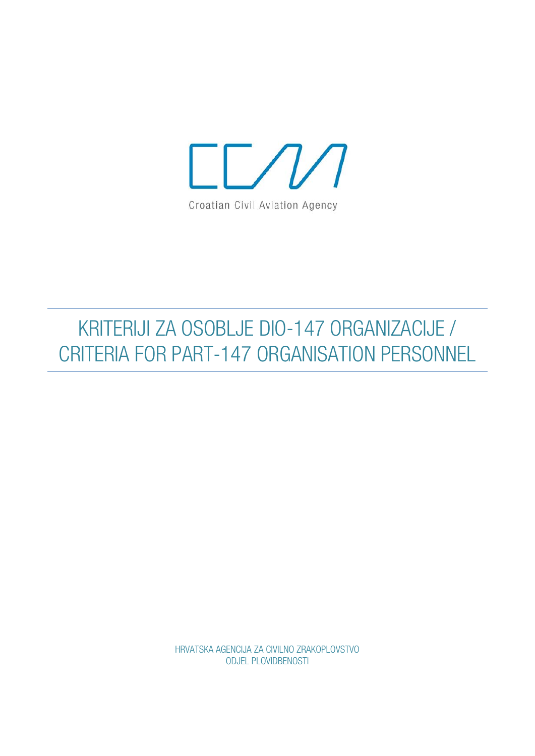Croatian Civil Aviation Agency

# KRITERIJI ZA OSOBLJE DIO-147 ORGANIZACIJE / CRITERIA FOR PART-147 ORGANISATION PERSONNEL

HRVATSKA AGENCIJA ZA CIVILNO ZRAKOPLOVSTVO
ODJEL PLOVIDBENOSTI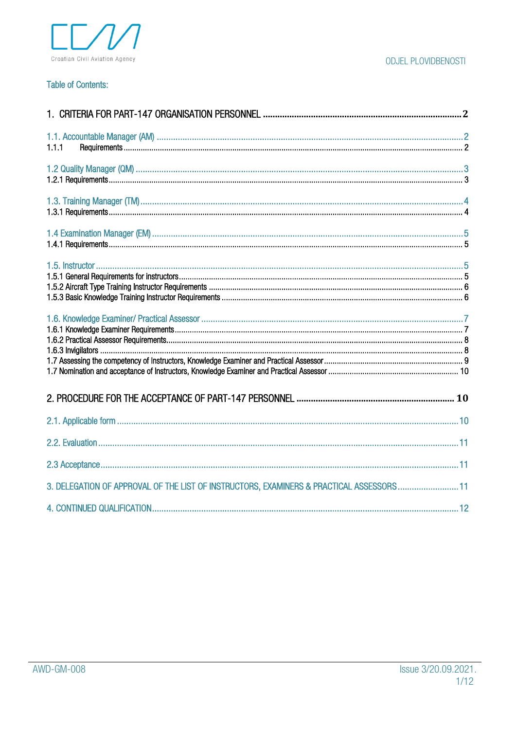Table of Contents:

1. CRITERIA FOR PART-147 ORGANISATION PERSONNEL ........................................ 2

1.1. Accountable Manager (AM) ........................................ 2
1.1.1 Requirements ........................................ 2

1.2 Quality Manager (QM) ........................................ 3
1.2.1 Requirements ........................................ 3

1.3. Training Manager (TM) ........................................ 4
1.3.1 Requirements ........................................ 4

1.4 Examination Manager (EM) ........................................ 5
1.4.1 Requirements ........................................ 5

1.5. Instructor ........................................ 5
1.5.1 General Requirements for instructors ........................................ 5
1.5.2 Aircraft Type Training Instructor Requirements ........................................ 6
1.5.3 Basic Knowledge Training Instructor Requirements ........................................ 6

1.6. Knowledge Examiner/ Practical Assessor ........................................ 7
1.6.1 Knowledge Examiner Requirements ........................................ 7
1.6.2 Practical Assessor Requirements ........................................ 8
1.6.3 Invigilators ........................................ 8
1.7 Assessing the competency of Instructors, Knowledge Examiner and Practical Assessor ........................................ 9
1.7 Nomination and acceptance of Instructors, Knowledge Examiner and Practical Assessor ........................................ 10

2. PROCEDURE FOR THE ACCEPTANCE OF PART-147 PERSONNEL ........................................ 10

2.1. Applicable form ........................................ 10

2.2. Evaluation ........................................ 11

2.3 Acceptance ........................................ 11

3. DELEGATION OF APPROVAL OF THE LIST OF INSTRUCTORS, EXAMINERS & PRACTICAL ASSESSORS ........................................ 11

4. CONTINUED QUALIFICATION ........................................ 12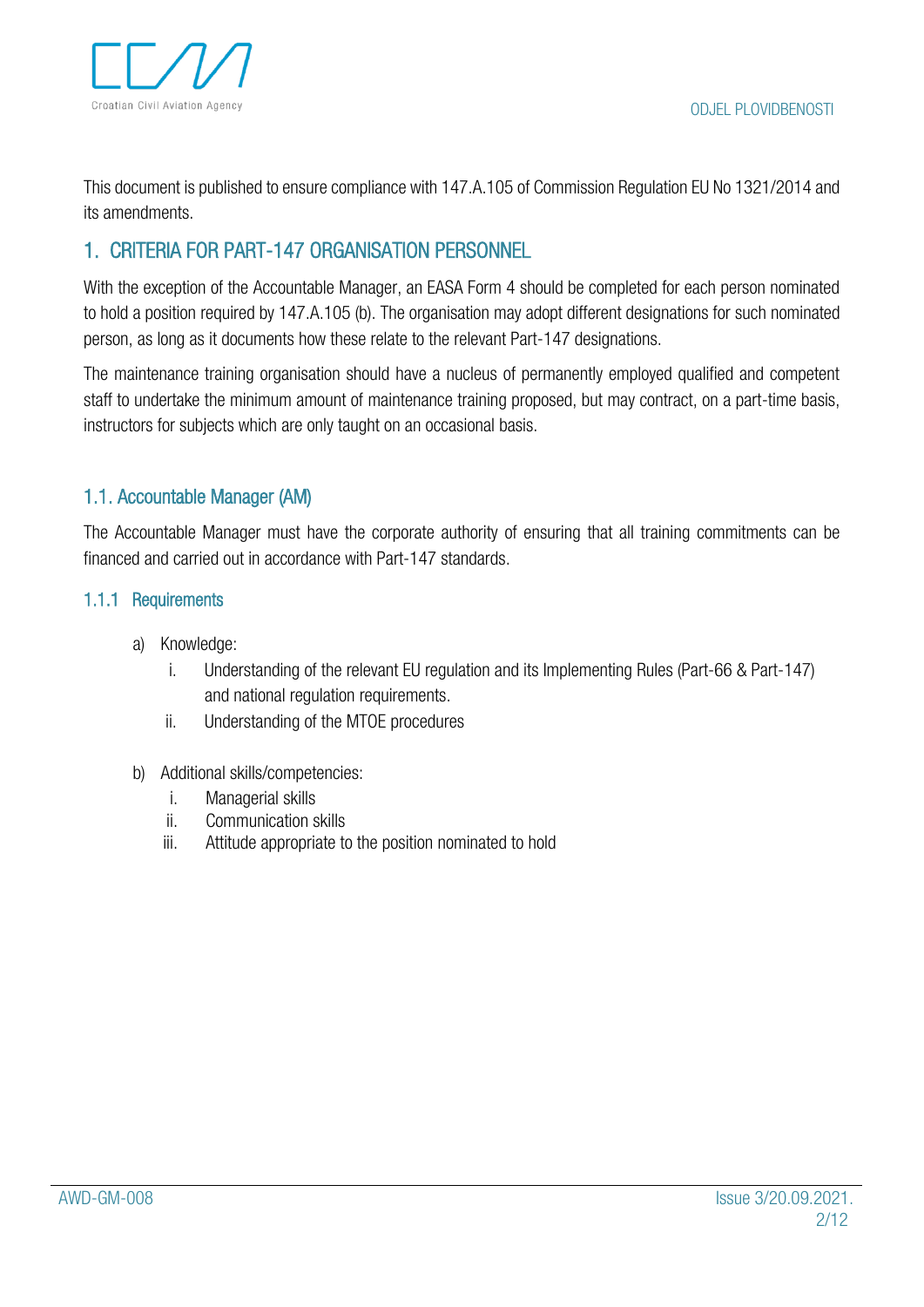This document is published to ensure compliance with 147.A.105 of Commission Regulation EU No 1321/2014 and its amendments.

# 1. CRITERIA FOR PART-147 ORGANISATION PERSONNEL

With the exception of the Accountable Manager, an EASA Form 4 should be completed for each person nominated to hold a position required by 147.A.105 (b). The organisation may adopt different designations for such nominated person, as long as it documents how these relate to the relevant Part-147 designations.

The maintenance training organisation should have a nucleus of permanently employed qualified and competent staff to undertake the minimum amount of maintenance training proposed, but may contract, on a part-time basis, instructors for subjects which are only taught on an occasional basis.

## 1.1. Accountable Manager (AM)

The Accountable Manager must have the corporate authority of ensuring that all training commitments can be financed and carried out in accordance with Part-147 standards.

### 1.1.1 Requirements

a) Knowledge:
   i. Understanding of the relevant EU regulation and its Implementing Rules (Part-66 & Part-147) and national regulation requirements.
   ii. Understanding of the MTOE procedures

b) Additional skills/competencies:
   i. Managerial skills
   ii. Communication skills
   iii. Attitude appropriate to the position nominated to hold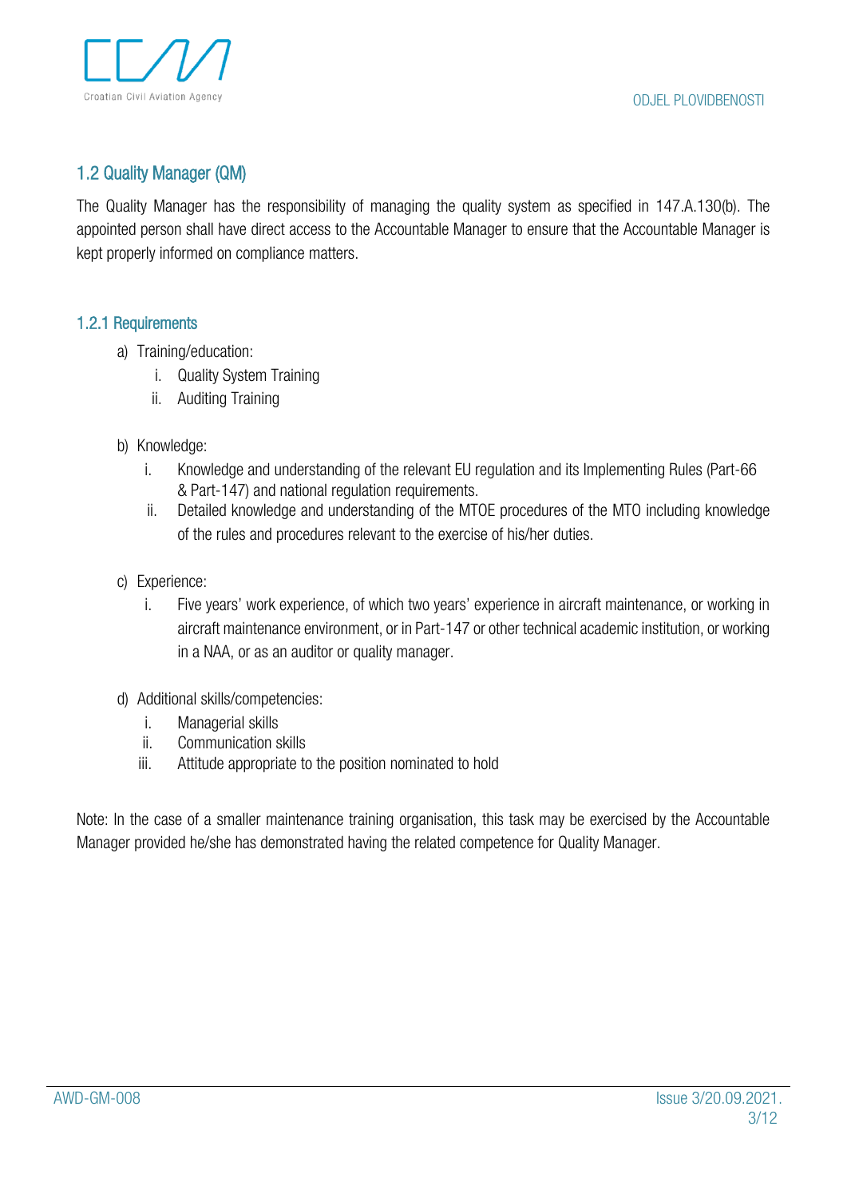## 1.2 Quality Manager (QM)

The Quality Manager has the responsibility of managing the quality system as specified in 147.A.130(b). The appointed person shall have direct access to the Accountable Manager to ensure that the Accountable Manager is kept properly informed on compliance matters.

### 1.2.1 Requirements

a) Training/education:
   i. Quality System Training
   ii. Auditing Training

b) Knowledge:
   i. Knowledge and understanding of the relevant EU regulation and its Implementing Rules (Part-66 & Part-147) and national regulation requirements.
   ii. Detailed knowledge and understanding of the MTOE procedures of the MTO including knowledge of the rules and procedures relevant to the exercise of his/her duties.

c) Experience:
   i. Five years' work experience, of which two years' experience in aircraft maintenance, or working in aircraft maintenance environment, or in Part-147 or other technical academic institution, or working in a NAA, or as an auditor or quality manager.

d) Additional skills/competencies:
   i. Managerial skills
   ii. Communication skills
   iii. Attitude appropriate to the position nominated to hold

Note: In the case of a smaller maintenance training organisation, this task may be exercised by the Accountable Manager provided he/she has demonstrated having the related competence for Quality Manager.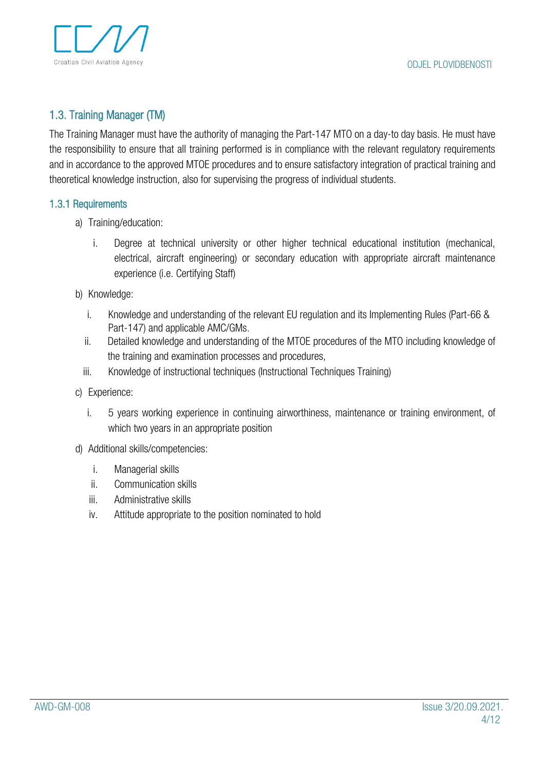## 1.3. Training Manager (TM)

The Training Manager must have the authority of managing the Part-147 MTO on a day-to day basis. He must have the responsibility to ensure that all training performed is in compliance with the relevant regulatory requirements and in accordance to the approved MTOE procedures and to ensure satisfactory integration of practical training and theoretical knowledge instruction, also for supervising the progress of individual students.

### 1.3.1 Requirements

a) Training/education:

   i. Degree at technical university or other higher technical educational institution (mechanical, electrical, aircraft engineering) or secondary education with appropriate aircraft maintenance experience (i.e. Certifying Staff)

b) Knowledge:

   i. Knowledge and understanding of the relevant EU regulation and its Implementing Rules (Part-66 & Part-147) and applicable AMC/GMs.

   ii. Detailed knowledge and understanding of the MTOE procedures of the MTO including knowledge of the training and examination processes and procedures,

   iii. Knowledge of instructional techniques (Instructional Techniques Training)

c) Experience:

   i. 5 years working experience in continuing airworthiness, maintenance or training environment, of which two years in an appropriate position

d) Additional skills/competencies:

   i. Managerial skills

   ii. Communication skills

   iii. Administrative skills

   iv. Attitude appropriate to the position nominated to hold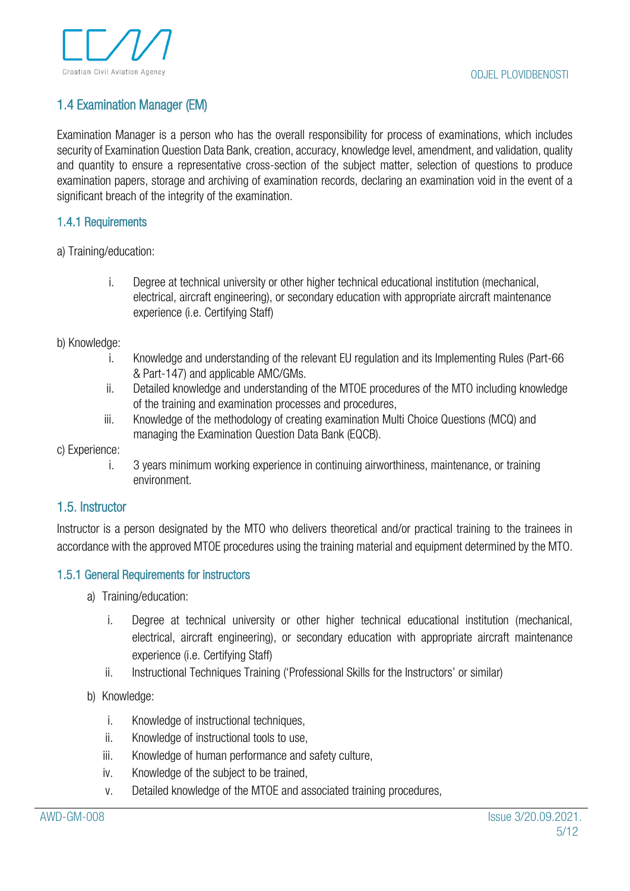## 1.4 Examination Manager (EM)

Examination Manager is a person who has the overall responsibility for process of examinations, which includes security of Examination Question Data Bank, creation, accuracy, knowledge level, amendment, and validation, quality and quantity to ensure a representative cross-section of the subject matter, selection of questions to produce examination papers, storage and archiving of examination records, declaring an examination void in the event of a significant breach of the integrity of the examination.

### 1.4.1 Requirements

a) Training/education:

  i. Degree at technical university or other higher technical educational institution (mechanical, electrical, aircraft engineering), or secondary education with appropriate aircraft maintenance experience (i.e. Certifying Staff)

b) Knowledge:

  i. Knowledge and understanding of the relevant EU regulation and its Implementing Rules (Part-66 & Part-147) and applicable AMC/GMs.
  ii. Detailed knowledge and understanding of the MTOE procedures of the MTO including knowledge of the training and examination processes and procedures,
  iii. Knowledge of the methodology of creating examination Multi Choice Questions (MCQ) and managing the Examination Question Data Bank (EQCB).

c) Experience:

  i. 3 years minimum working experience in continuing airworthiness, maintenance, or training environment.

## 1.5. Instructor

Instructor is a person designated by the MTO who delivers theoretical and/or practical training to the trainees in accordance with the approved MTOE procedures using the training material and equipment determined by the MTO.

### 1.5.1 General Requirements for instructors

a) Training/education:

  i. Degree at technical university or other higher technical educational institution (mechanical, electrical, aircraft engineering), or secondary education with appropriate aircraft maintenance experience (i.e. Certifying Staff)
  ii. Instructional Techniques Training ('Professional Skills for the Instructors' or similar)

b) Knowledge:

  i. Knowledge of instructional techniques,
  ii. Knowledge of instructional tools to use,
  iii. Knowledge of human performance and safety culture,
  iv. Knowledge of the subject to be trained,
  v. Detailed knowledge of the MTOE and associated training procedures,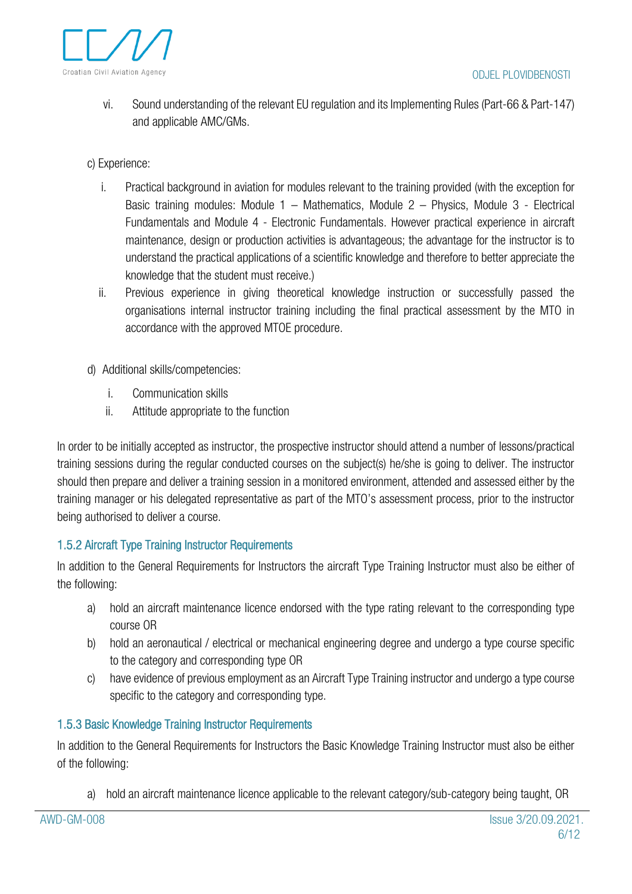vi. Sound understanding of the relevant EU regulation and its Implementing Rules (Part-66 & Part-147) and applicable AMC/GMs.

c) Experience:

i. Practical background in aviation for modules relevant to the training provided (with the exception for Basic training modules: Module 1 – Mathematics, Module 2 – Physics, Module 3 - Electrical Fundamentals and Module 4 - Electronic Fundamentals. However practical experience in aircraft maintenance, design or production activities is advantageous; the advantage for the instructor is to understand the practical applications of a scientific knowledge and therefore to better appreciate the knowledge that the student must receive.)

ii. Previous experience in giving theoretical knowledge instruction or successfully passed the organisations internal instructor training including the final practical assessment by the MTO in accordance with the approved MTOE procedure.

d) Additional skills/competencies:

i. Communication skills

ii. Attitude appropriate to the function

In order to be initially accepted as instructor, the prospective instructor should attend a number of lessons/practical training sessions during the regular conducted courses on the subject(s) he/she is going to deliver. The instructor should then prepare and deliver a training session in a monitored environment, attended and assessed either by the training manager or his delegated representative as part of the MTO's assessment process, prior to the instructor being authorised to deliver a course.

### 1.5.2 Aircraft Type Training Instructor Requirements

In addition to the General Requirements for Instructors the aircraft Type Training Instructor must also be either of the following:

a) hold an aircraft maintenance licence endorsed with the type rating relevant to the corresponding type course OR

b) hold an aeronautical / electrical or mechanical engineering degree and undergo a type course specific to the category and corresponding type OR

c) have evidence of previous employment as an Aircraft Type Training instructor and undergo a type course specific to the category and corresponding type.

### 1.5.3 Basic Knowledge Training Instructor Requirements

In addition to the General Requirements for Instructors the Basic Knowledge Training Instructor must also be either of the following:

a) hold an aircraft maintenance licence applicable to the relevant category/sub-category being taught, OR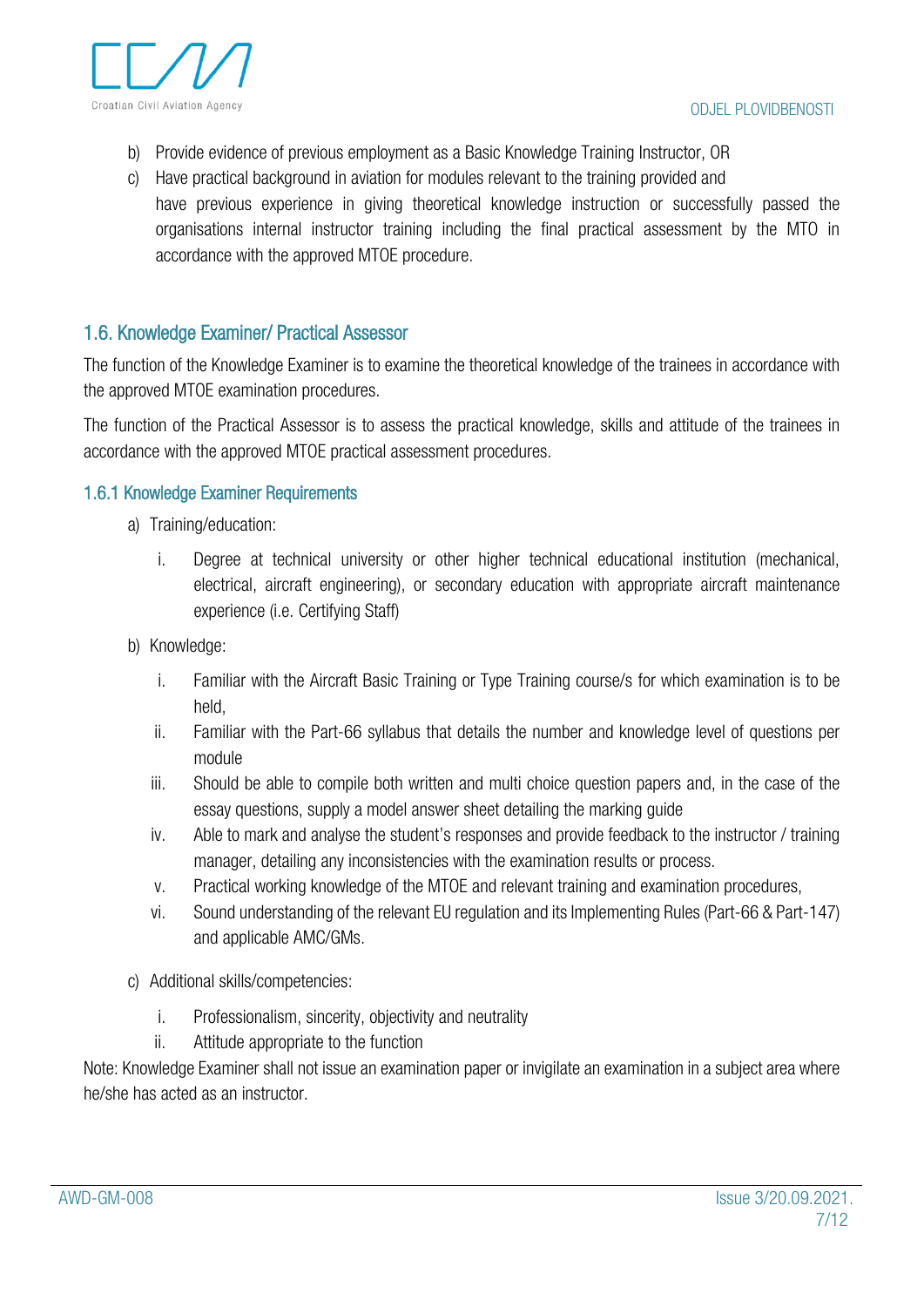b) Provide evidence of previous employment as a Basic Knowledge Training Instructor, OR

c) Have practical background in aviation for modules relevant to the training provided and have previous experience in giving theoretical knowledge instruction or successfully passed the organisations internal instructor training including the final practical assessment by the MTO in accordance with the approved MTOE procedure.

## 1.6. Knowledge Examiner/ Practical Assessor

The function of the Knowledge Examiner is to examine the theoretical knowledge of the trainees in accordance with the approved MTOE examination procedures.

The function of the Practical Assessor is to assess the practical knowledge, skills and attitude of the trainees in accordance with the approved MTOE practical assessment procedures.

### 1.6.1 Knowledge Examiner Requirements

a) Training/education:

   i. Degree at technical university or other higher technical educational institution (mechanical, electrical, aircraft engineering), or secondary education with appropriate aircraft maintenance experience (i.e. Certifying Staff)

b) Knowledge:

   i. Familiar with the Aircraft Basic Training or Type Training course/s for which examination is to be held,
   ii. Familiar with the Part-66 syllabus that details the number and knowledge level of questions per module
   iii. Should be able to compile both written and multi choice question papers and, in the case of the essay questions, supply a model answer sheet detailing the marking guide
   iv. Able to mark and analyse the student's responses and provide feedback to the instructor / training manager, detailing any inconsistencies with the examination results or process.
   v. Practical working knowledge of the MTOE and relevant training and examination procedures,
   vi. Sound understanding of the relevant EU regulation and its Implementing Rules (Part-66 & Part-147) and applicable AMC/GMs.

c) Additional skills/competencies:

   i. Professionalism, sincerity, objectivity and neutrality
   ii. Attitude appropriate to the function

Note: Knowledge Examiner shall not issue an examination paper or invigilate an examination in a subject area where he/she has acted as an instructor.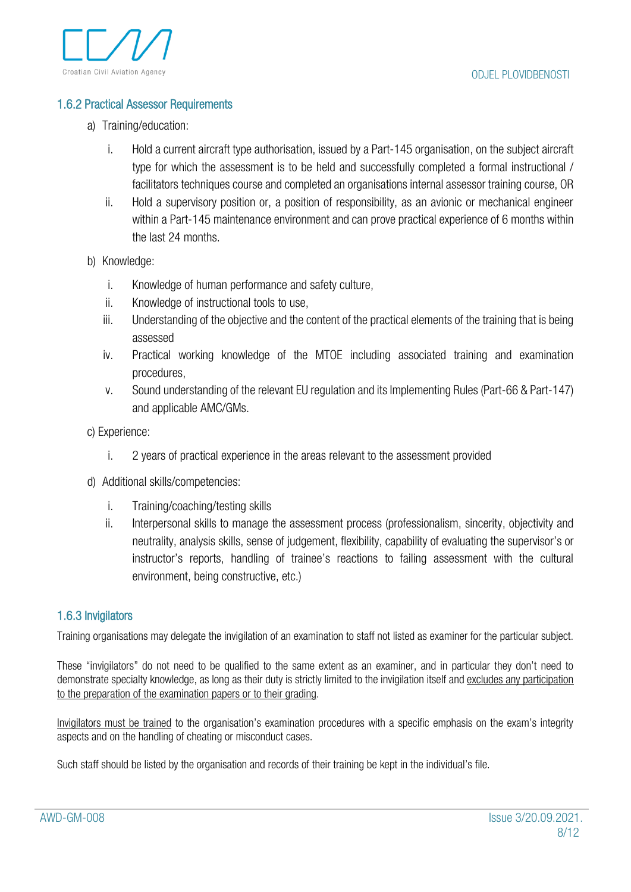### 1.6.2 Practical Assessor Requirements

a) Training/education:

   i. Hold a current aircraft type authorisation, issued by a Part-145 organisation, on the subject aircraft type for which the assessment is to be held and successfully completed a formal instructional / facilitators techniques course and completed an organisations internal assessor training course, OR

   ii. Hold a supervisory position or, a position of responsibility, as an avionic or mechanical engineer within a Part-145 maintenance environment and can prove practical experience of 6 months within the last 24 months.

b) Knowledge:

   i. Knowledge of human performance and safety culture,

   ii. Knowledge of instructional tools to use,

   iii. Understanding of the objective and the content of the practical elements of the training that is being assessed

   iv. Practical working knowledge of the MTOE including associated training and examination procedures,

   v. Sound understanding of the relevant EU regulation and its Implementing Rules (Part-66 & Part-147) and applicable AMC/GMs.

c) Experience:

   i. 2 years of practical experience in the areas relevant to the assessment provided

d) Additional skills/competencies:

   i. Training/coaching/testing skills

   ii. Interpersonal skills to manage the assessment process (professionalism, sincerity, objectivity and neutrality, analysis skills, sense of judgement, flexibility, capability of evaluating the supervisor's or instructor's reports, handling of trainee's reactions to failing assessment with the cultural environment, being constructive, etc.)

### 1.6.3 Invigilators

Training organisations may delegate the invigilation of an examination to staff not listed as examiner for the particular subject.

These "invigilators" do not need to be qualified to the same extent as an examiner, and in particular they don't need to demonstrate specialty knowledge, as long as their duty is strictly limited to the invigilation itself and <u>excludes any participation to the preparation of the examination papers or to their grading</u>.

<u>Invigilators must be trained</u> to the organisation's examination procedures with a specific emphasis on the exam's integrity aspects and on the handling of cheating or misconduct cases.

Such staff should be listed by the organisation and records of their training be kept in the individual's file.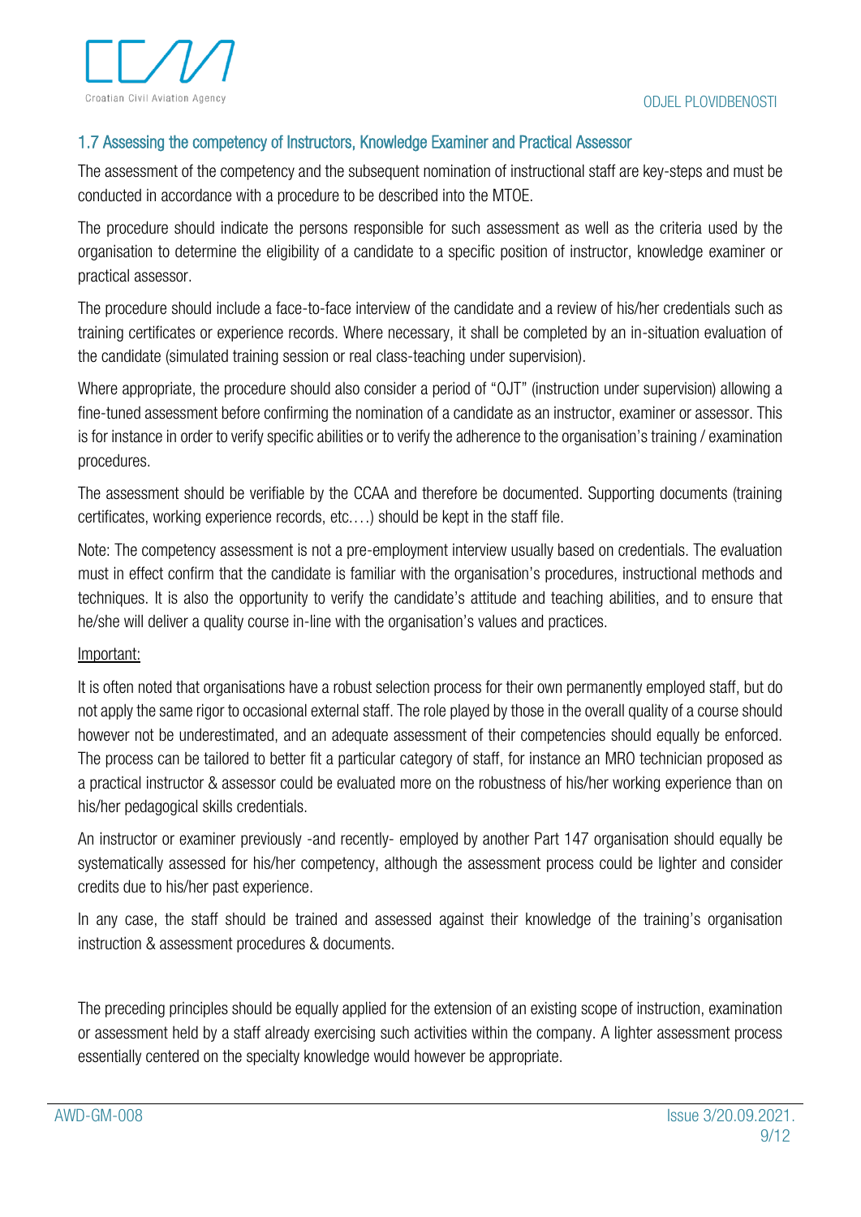### 1.7 Assessing the competency of Instructors, Knowledge Examiner and Practical Assessor

The assessment of the competency and the subsequent nomination of instructional staff are key-steps and must be conducted in accordance with a procedure to be described into the MTOE.

The procedure should indicate the persons responsible for such assessment as well as the criteria used by the organisation to determine the eligibility of a candidate to a specific position of instructor, knowledge examiner or practical assessor.

The procedure should include a face-to-face interview of the candidate and a review of his/her credentials such as training certificates or experience records. Where necessary, it shall be completed by an in-situation evaluation of the candidate (simulated training session or real class-teaching under supervision).

Where appropriate, the procedure should also consider a period of "OJT" (instruction under supervision) allowing a fine-tuned assessment before confirming the nomination of a candidate as an instructor, examiner or assessor. This is for instance in order to verify specific abilities or to verify the adherence to the organisation's training / examination procedures.

The assessment should be verifiable by the CCAA and therefore be documented. Supporting documents (training certificates, working experience records, etc.…) should be kept in the staff file.

Note: The competency assessment is not a pre-employment interview usually based on credentials. The evaluation must in effect confirm that the candidate is familiar with the organisation's procedures, instructional methods and techniques. It is also the opportunity to verify the candidate's attitude and teaching abilities, and to ensure that he/she will deliver a quality course in-line with the organisation's values and practices.

Important:

It is often noted that organisations have a robust selection process for their own permanently employed staff, but do not apply the same rigor to occasional external staff. The role played by those in the overall quality of a course should however not be underestimated, and an adequate assessment of their competencies should equally be enforced. The process can be tailored to better fit a particular category of staff, for instance an MRO technician proposed as a practical instructor & assessor could be evaluated more on the robustness of his/her working experience than on his/her pedagogical skills credentials.

An instructor or examiner previously -and recently- employed by another Part 147 organisation should equally be systematically assessed for his/her competency, although the assessment process could be lighter and consider credits due to his/her past experience.

In any case, the staff should be trained and assessed against their knowledge of the training's organisation instruction & assessment procedures & documents.

The preceding principles should be equally applied for the extension of an existing scope of instruction, examination or assessment held by a staff already exercising such activities within the company. A lighter assessment process essentially centered on the specialty knowledge would however be appropriate.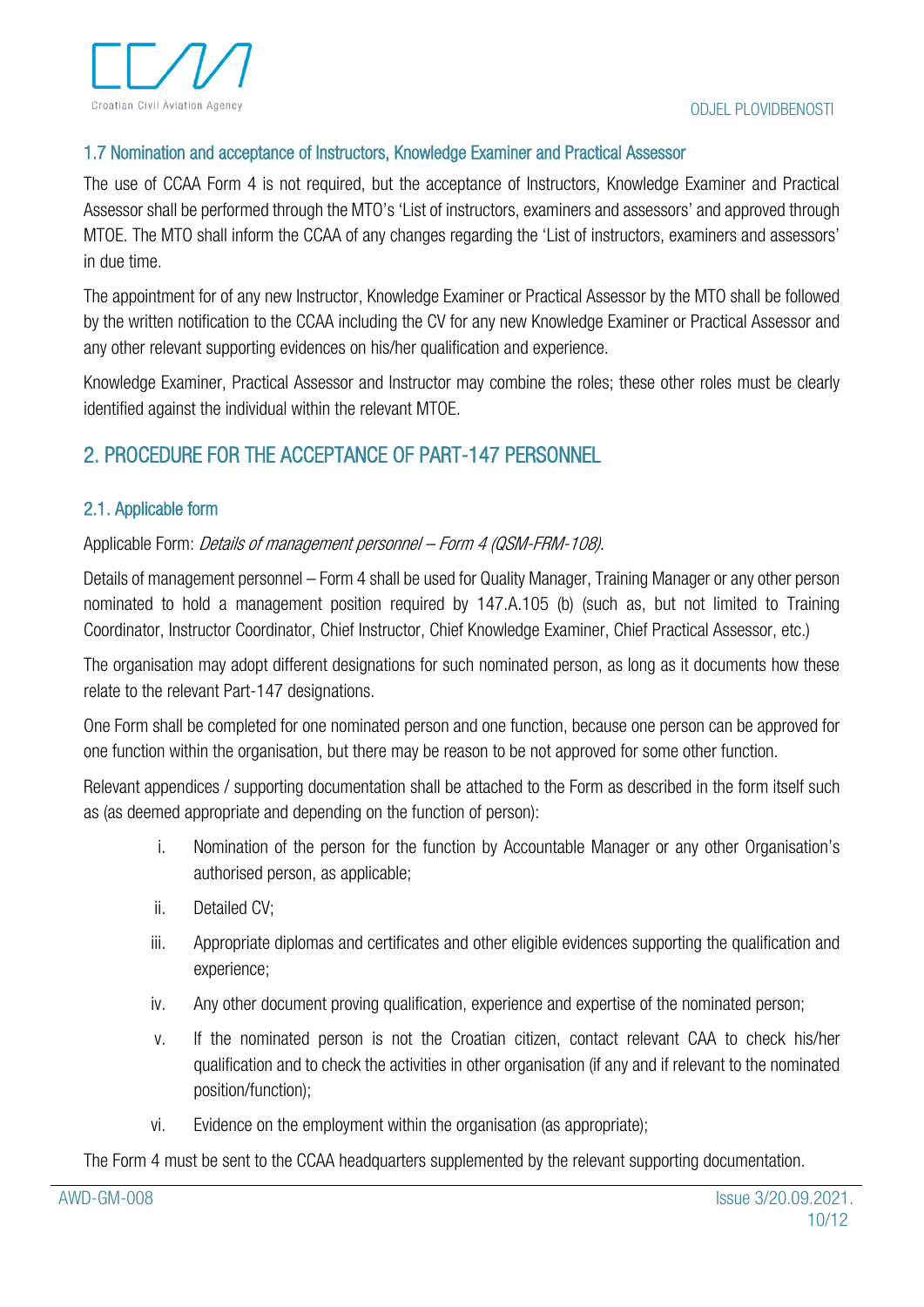### 1.7 Nomination and acceptance of Instructors, Knowledge Examiner and Practical Assessor

The use of CCAA Form 4 is not required, but the acceptance of Instructors, Knowledge Examiner and Practical Assessor shall be performed through the MTO's 'List of instructors, examiners and assessors' and approved through MTOE. The MTO shall inform the CCAA of any changes regarding the 'List of instructors, examiners and assessors' in due time.

The appointment for of any new Instructor, Knowledge Examiner or Practical Assessor by the MTO shall be followed by the written notification to the CCAA including the CV for any new Knowledge Examiner or Practical Assessor and any other relevant supporting evidences on his/her qualification and experience.

Knowledge Examiner, Practical Assessor and Instructor may combine the roles; these other roles must be clearly identified against the individual within the relevant MTOE.

## 2. PROCEDURE FOR THE ACCEPTANCE OF PART-147 PERSONNEL

### 2.1. Applicable form

Applicable Form: *Details of management personnel – Form 4 (QSM-FRM-108).*

Details of management personnel – Form 4 shall be used for Quality Manager, Training Manager or any other person nominated to hold a management position required by 147.A.105 (b) (such as, but not limited to Training Coordinator, Instructor Coordinator, Chief Instructor, Chief Knowledge Examiner, Chief Practical Assessor, etc.)

The organisation may adopt different designations for such nominated person, as long as it documents how these relate to the relevant Part-147 designations.

One Form shall be completed for one nominated person and one function, because one person can be approved for one function within the organisation, but there may be reason to be not approved for some other function.

Relevant appendices / supporting documentation shall be attached to the Form as described in the form itself such as (as deemed appropriate and depending on the function of person):

i. Nomination of the person for the function by Accountable Manager or any other Organisation's authorised person, as applicable;
ii. Detailed CV;
iii. Appropriate diplomas and certificates and other eligible evidences supporting the qualification and experience;
iv. Any other document proving qualification, experience and expertise of the nominated person;
v. If the nominated person is not the Croatian citizen, contact relevant CAA to check his/her qualification and to check the activities in other organisation (if any and if relevant to the nominated position/function);
vi. Evidence on the employment within the organisation (as appropriate);

The Form 4 must be sent to the CCAA headquarters supplemented by the relevant supporting documentation.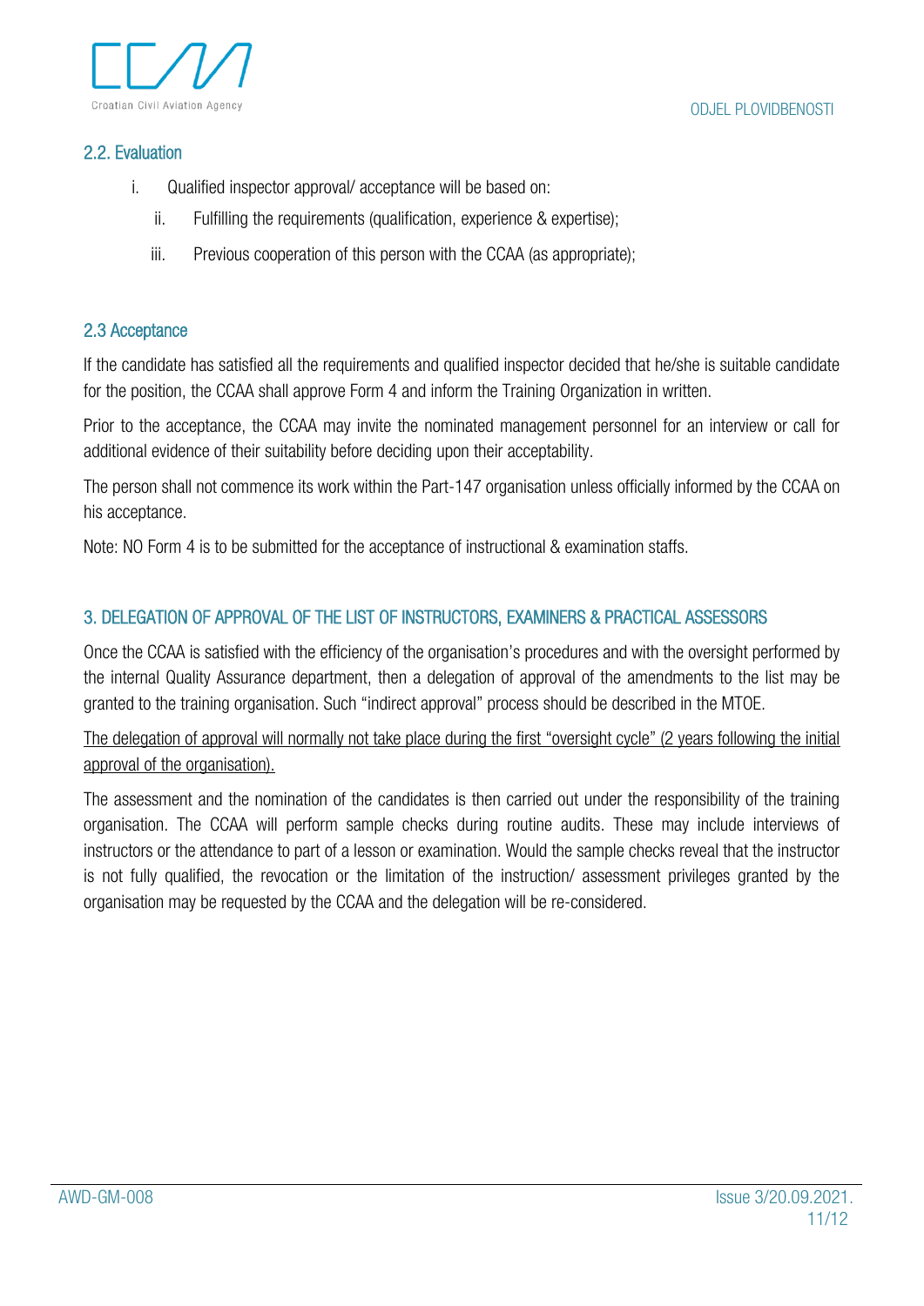## 2.2. Evaluation

i. Qualified inspector approval/ acceptance will be based on:

ii. Fulfilling the requirements (qualification, experience & expertise);

iii. Previous cooperation of this person with the CCAA (as appropriate);

## 2.3 Acceptance

If the candidate has satisfied all the requirements and qualified inspector decided that he/she is suitable candidate for the position, the CCAA shall approve Form 4 and inform the Training Organization in written.

Prior to the acceptance, the CCAA may invite the nominated management personnel for an interview or call for additional evidence of their suitability before deciding upon their acceptability.

The person shall not commence its work within the Part-147 organisation unless officially informed by the CCAA on his acceptance.

Note: NO Form 4 is to be submitted for the acceptance of instructional & examination staffs.

## 3. DELEGATION OF APPROVAL OF THE LIST OF INSTRUCTORS, EXAMINERS & PRACTICAL ASSESSORS

Once the CCAA is satisfied with the efficiency of the organisation's procedures and with the oversight performed by the internal Quality Assurance department, then a delegation of approval of the amendments to the list may be granted to the training organisation. Such "indirect approval" process should be described in the MTOE.

<u>The delegation of approval will normally not take place during the first "oversight cycle" (2 years following the initial approval of the organisation).</u>

The assessment and the nomination of the candidates is then carried out under the responsibility of the training organisation. The CCAA will perform sample checks during routine audits. These may include interviews of instructors or the attendance to part of a lesson or examination. Would the sample checks reveal that the instructor is not fully qualified, the revocation or the limitation of the instruction/ assessment privileges granted by the organisation may be requested by the CCAA and the delegation will be re-considered.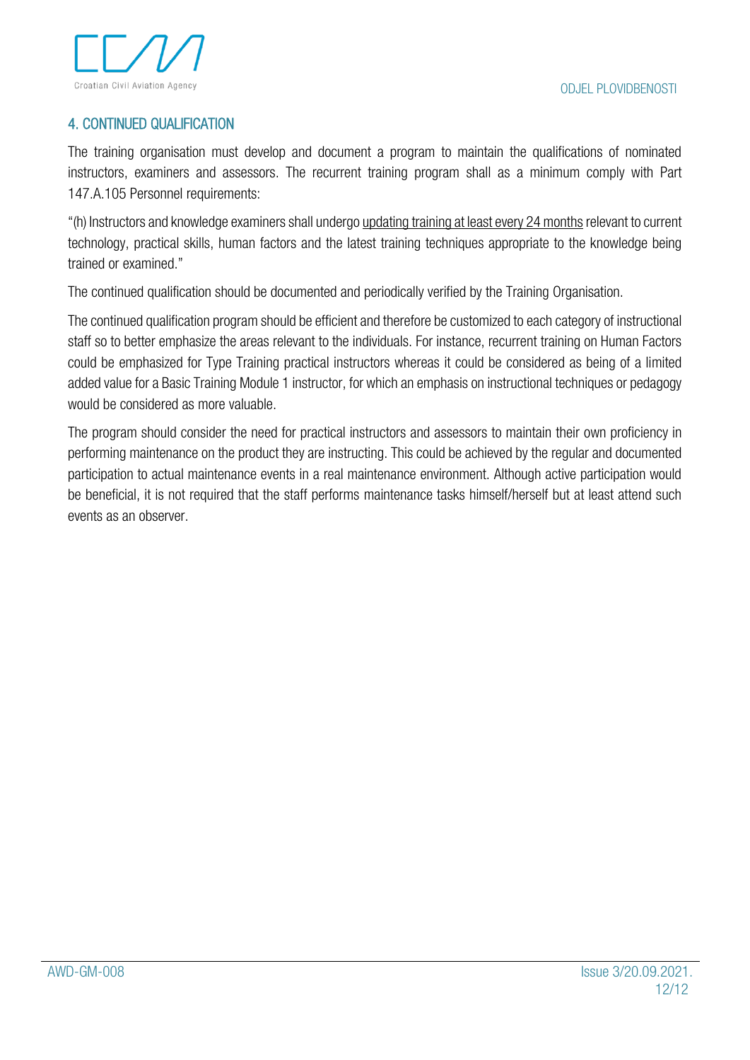## 4. CONTINUED QUALIFICATION

The training organisation must develop and document a program to maintain the qualifications of nominated instructors, examiners and assessors. The recurrent training program shall as a minimum comply with Part 147.A.105 Personnel requirements:

"(h) Instructors and knowledge examiners shall undergo updating training at least every 24 months relevant to current technology, practical skills, human factors and the latest training techniques appropriate to the knowledge being trained or examined."

The continued qualification should be documented and periodically verified by the Training Organisation.

The continued qualification program should be efficient and therefore be customized to each category of instructional staff so to better emphasize the areas relevant to the individuals. For instance, recurrent training on Human Factors could be emphasized for Type Training practical instructors whereas it could be considered as being of a limited added value for a Basic Training Module 1 instructor, for which an emphasis on instructional techniques or pedagogy would be considered as more valuable.

The program should consider the need for practical instructors and assessors to maintain their own proficiency in performing maintenance on the product they are instructing. This could be achieved by the regular and documented participation to actual maintenance events in a real maintenance environment. Although active participation would be beneficial, it is not required that the staff performs maintenance tasks himself/herself but at least attend such events as an observer.